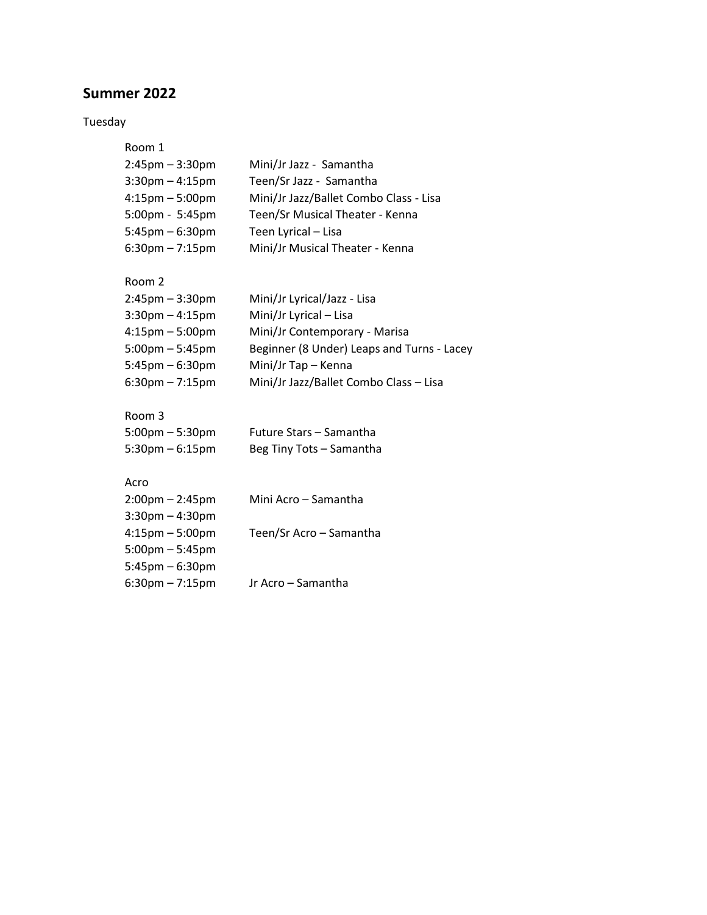## Summer 2022

Tuesday

Room 1

| | |
|---|---|
| 2:45pm – 3:30pm | Mini/Jr Jazz - Samantha |
| 3:30pm – 4:15pm | Teen/Sr Jazz - Samantha |
| 4:15pm – 5:00pm | Mini/Jr Jazz/Ballet Combo Class - Lisa |
| 5:00pm - 5:45pm | Teen/Sr Musical Theater - Kenna |
| 5:45pm – 6:30pm | Teen Lyrical – Lisa |
| 6:30pm – 7:15pm | Mini/Jr Musical Theater - Kenna |

Room 2

| | |
|---|---|
| 2:45pm – 3:30pm | Mini/Jr Lyrical/Jazz - Lisa |
| 3:30pm – 4:15pm | Mini/Jr Lyrical – Lisa |
| 4:15pm – 5:00pm | Mini/Jr Contemporary - Marisa |
| 5:00pm – 5:45pm | Beginner (8 Under) Leaps and Turns - Lacey |
| 5:45pm – 6:30pm | Mini/Jr Tap – Kenna |
| 6:30pm – 7:15pm | Mini/Jr Jazz/Ballet Combo Class – Lisa |

Room 3

| | |
|---|---|
| 5:00pm – 5:30pm | Future Stars – Samantha |
| 5:30pm – 6:15pm | Beg Tiny Tots – Samantha |

Acro

| | |
|---|---|
| 2:00pm – 2:45pm | Mini Acro – Samantha |
| 3:30pm – 4:30pm | |
| 4:15pm – 5:00pm | Teen/Sr Acro – Samantha |
| 5:00pm – 5:45pm | |
| 5:45pm – 6:30pm | |
| 6:30pm – 7:15pm | Jr Acro – Samantha |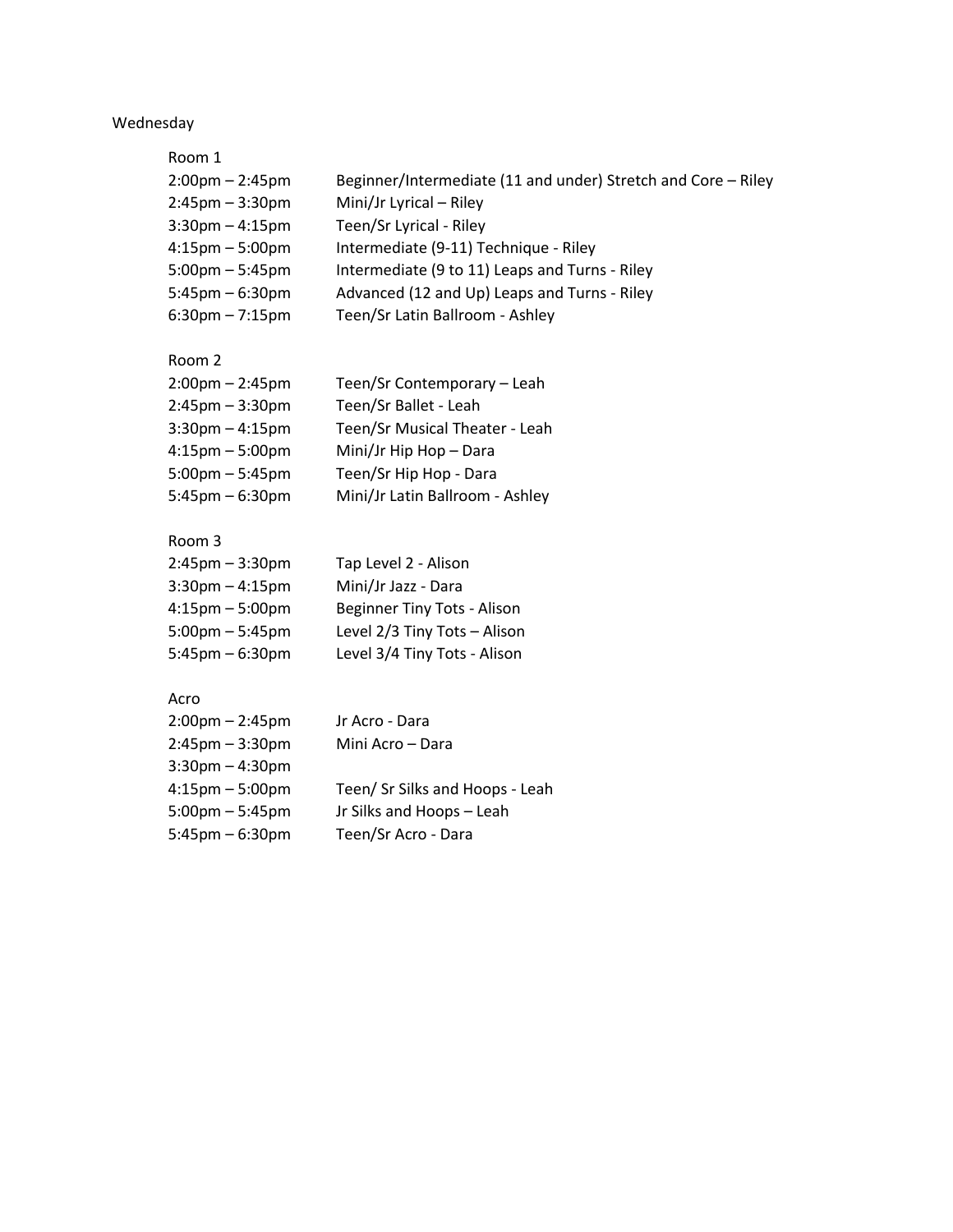# Wednesday

## Room 1

| | |
|---|---|
| 2:00pm – 2:45pm | Beginner/Intermediate (11 and under) Stretch and Core – Riley |
| 2:45pm – 3:30pm | Mini/Jr Lyrical – Riley |
| 3:30pm – 4:15pm | Teen/Sr Lyrical - Riley |
| 4:15pm – 5:00pm | Intermediate (9-11) Technique - Riley |
| 5:00pm – 5:45pm | Intermediate (9 to 11) Leaps and Turns - Riley |
| 5:45pm – 6:30pm | Advanced (12 and Up) Leaps and Turns - Riley |
| 6:30pm – 7:15pm | Teen/Sr Latin Ballroom - Ashley |

## Room 2

| | |
|---|---|
| 2:00pm – 2:45pm | Teen/Sr Contemporary – Leah |
| 2:45pm – 3:30pm | Teen/Sr Ballet - Leah |
| 3:30pm – 4:15pm | Teen/Sr Musical Theater - Leah |
| 4:15pm – 5:00pm | Mini/Jr Hip Hop – Dara |
| 5:00pm – 5:45pm | Teen/Sr Hip Hop - Dara |
| 5:45pm – 6:30pm | Mini/Jr Latin Ballroom - Ashley |

## Room 3

| | |
|---|---|
| 2:45pm – 3:30pm | Tap Level 2 - Alison |
| 3:30pm – 4:15pm | Mini/Jr Jazz - Dara |
| 4:15pm – 5:00pm | Beginner Tiny Tots - Alison |
| 5:00pm – 5:45pm | Level 2/3 Tiny Tots – Alison |
| 5:45pm – 6:30pm | Level 3/4 Tiny Tots - Alison |

## Acro

| | |
|---|---|
| 2:00pm – 2:45pm | Jr Acro - Dara |
| 2:45pm – 3:30pm | Mini Acro – Dara |
| 3:30pm – 4:30pm | |
| 4:15pm – 5:00pm | Teen/ Sr Silks and Hoops - Leah |
| 5:00pm – 5:45pm | Jr Silks and Hoops – Leah |
| 5:45pm – 6:30pm | Teen/Sr Acro - Dara |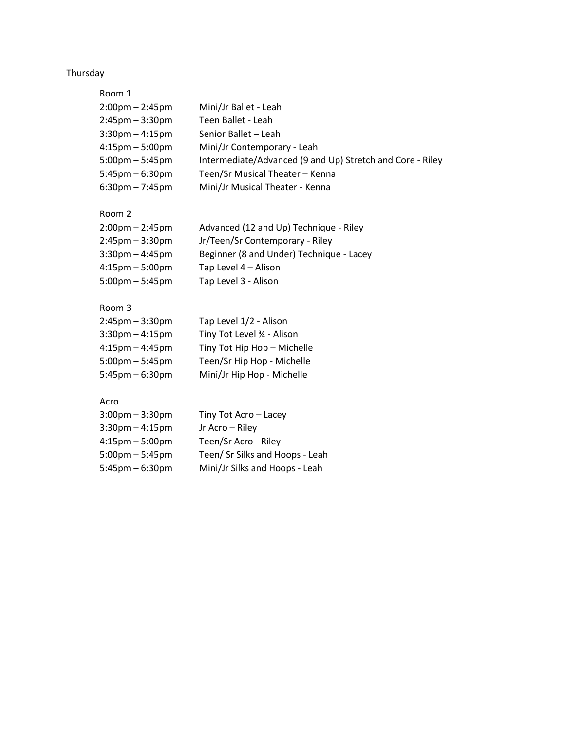Thursday

Room 1

| | |
|---|---|
| 2:00pm – 2:45pm | Mini/Jr Ballet - Leah |
| 2:45pm – 3:30pm | Teen Ballet - Leah |
| 3:30pm – 4:15pm | Senior Ballet – Leah |
| 4:15pm – 5:00pm | Mini/Jr Contemporary - Leah |
| 5:00pm – 5:45pm | Intermediate/Advanced (9 and Up) Stretch and Core - Riley |
| 5:45pm – 6:30pm | Teen/Sr Musical Theater – Kenna |
| 6:30pm – 7:45pm | Mini/Jr Musical Theater - Kenna |

Room 2

| | |
|---|---|
| 2:00pm – 2:45pm | Advanced (12 and Up) Technique - Riley |
| 2:45pm – 3:30pm | Jr/Teen/Sr Contemporary - Riley |
| 3:30pm – 4:45pm | Beginner (8 and Under) Technique - Lacey |
| 4:15pm – 5:00pm | Tap Level 4 – Alison |
| 5:00pm – 5:45pm | Tap Level 3 - Alison |

Room 3

| | |
|---|---|
| 2:45pm – 3:30pm | Tap Level 1/2 - Alison |
| 3:30pm – 4:15pm | Tiny Tot Level ¾ - Alison |
| 4:15pm – 4:45pm | Tiny Tot Hip Hop – Michelle |
| 5:00pm – 5:45pm | Teen/Sr Hip Hop - Michelle |
| 5:45pm – 6:30pm | Mini/Jr Hip Hop - Michelle |

Acro

| | |
|---|---|
| 3:00pm – 3:30pm | Tiny Tot Acro – Lacey |
| 3:30pm – 4:15pm | Jr Acro – Riley |
| 4:15pm – 5:00pm | Teen/Sr Acro - Riley |
| 5:00pm – 5:45pm | Teen/ Sr Silks and Hoops - Leah |
| 5:45pm – 6:30pm | Mini/Jr Silks and Hoops - Leah |